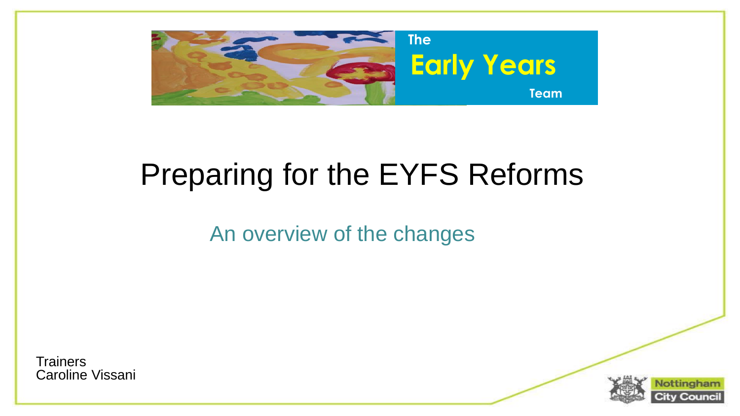The Early Years Team

# Preparing for the EYFS Reforms

## An overview of the changes

Trainers
Caroline Vissani

Nottingham City Council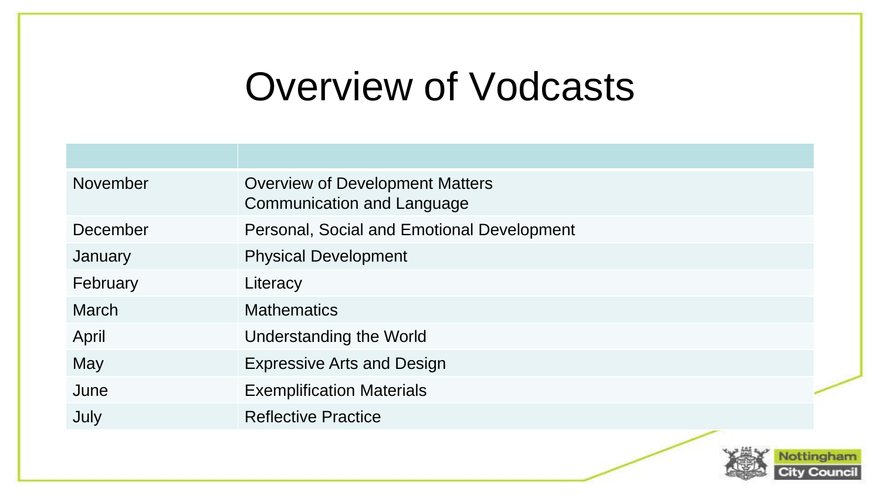# Overview of Vodcasts

| | |
|---|---|
| November | Overview of Development Matters<br>Communication and Language |
| December | Personal, Social and Emotional Development |
| January | Physical Development |
| February | Literacy |
| March | Mathematics |
| April | Understanding the World |
| May | Expressive Arts and Design |
| June | Exemplification Materials |
| July | Reflective Practice |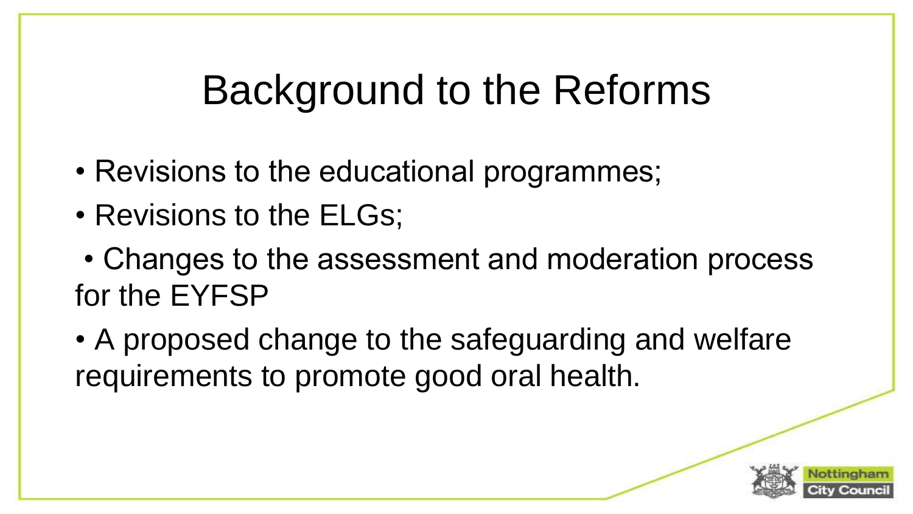# Background to the Reforms

- Revisions to the educational programmes;
- Revisions to the ELGs;
- Changes to the assessment and moderation process for the EYFSP
- A proposed change to the safeguarding and welfare requirements to promote good oral health.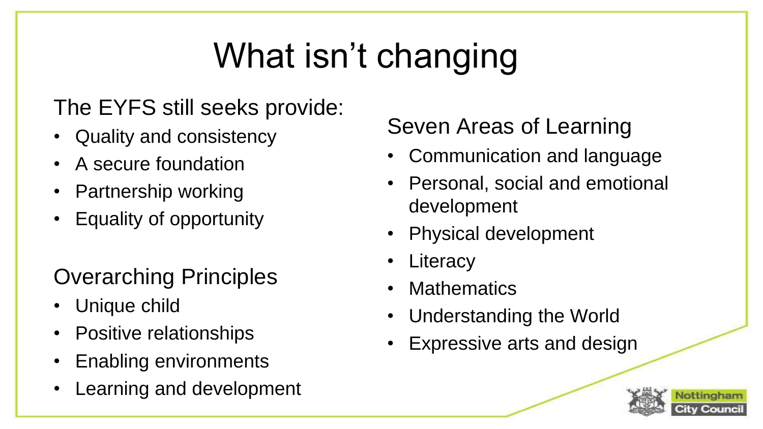# What isn't changing

The EYFS still seeks provide:

- Quality and consistency
- A secure foundation
- Partnership working
- Equality of opportunity

Overarching Principles

- Unique child
- Positive relationships
- Enabling environments
- Learning and development

Seven Areas of Learning

- Communication and language
- Personal, social and emotional development
- Physical development
- Literacy
- Mathematics
- Understanding the World
- Expressive arts and design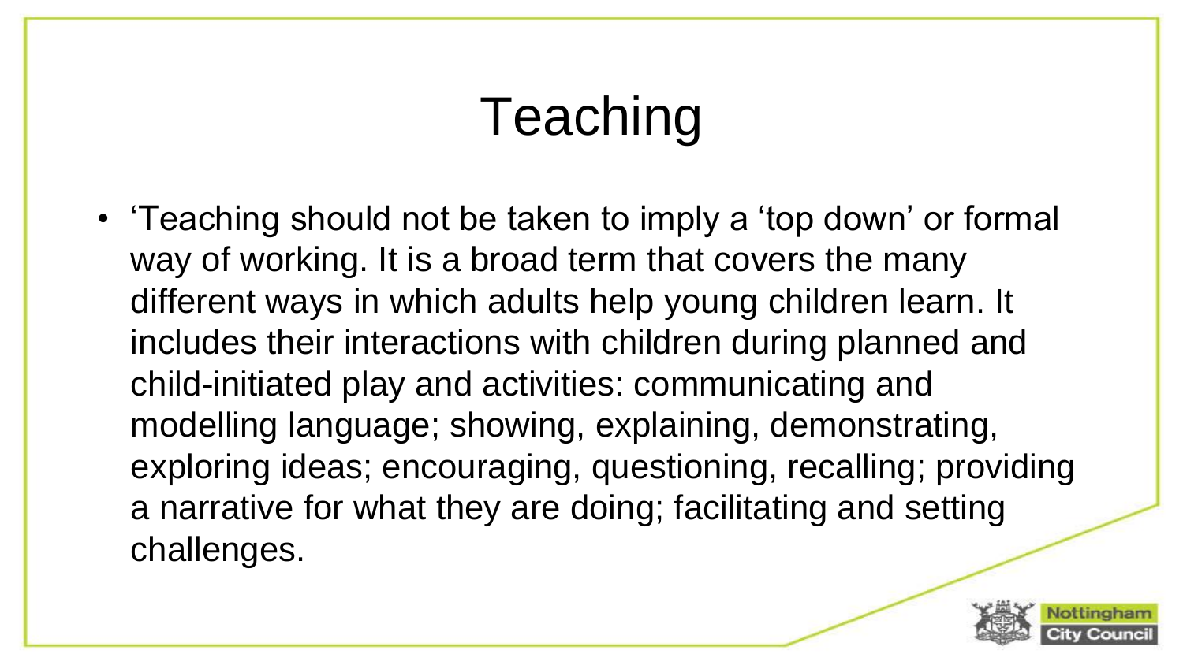# Teaching

- 'Teaching should not be taken to imply a 'top down' or formal way of working. It is a broad term that covers the many different ways in which adults help young children learn. It includes their interactions with children during planned and child-initiated play and activities: communicating and modelling language; showing, explaining, demonstrating, exploring ideas; encouraging, questioning, recalling; providing a narrative for what they are doing; facilitating and setting challenges.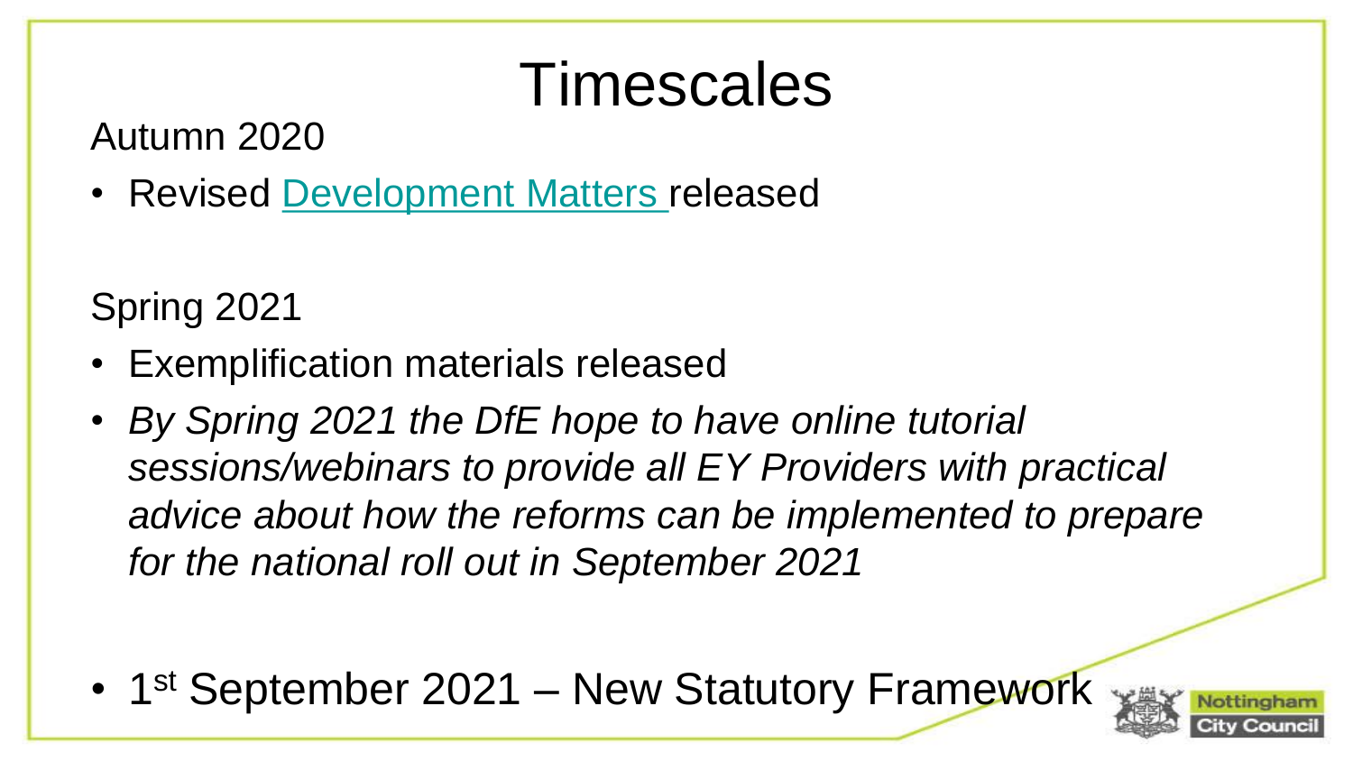# Timescales

Autumn 2020

- Revised Development Matters released

Spring 2021

- Exemplification materials released
- *By Spring 2021 the DfE hope to have online tutorial sessions/webinars to provide all EY Providers with practical advice about how the reforms can be implemented to prepare for the national roll out in September 2021*

- 1st September 2021 – New Statutory Framework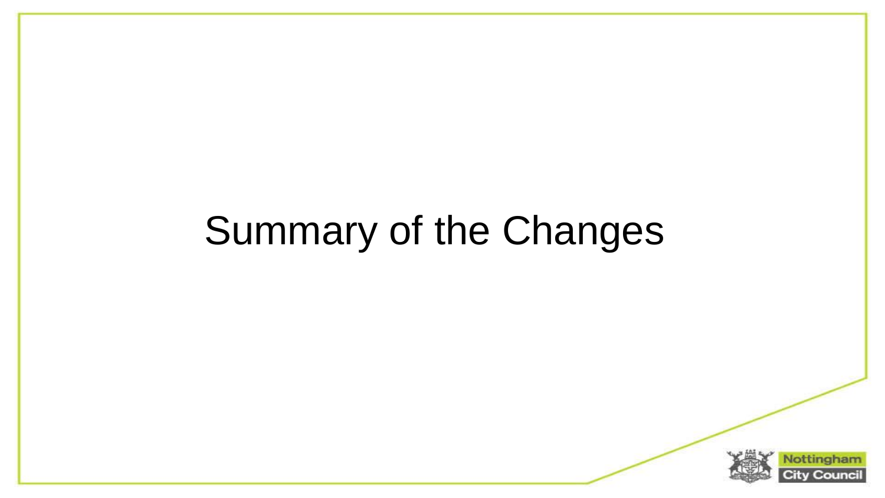# Summary of the Changes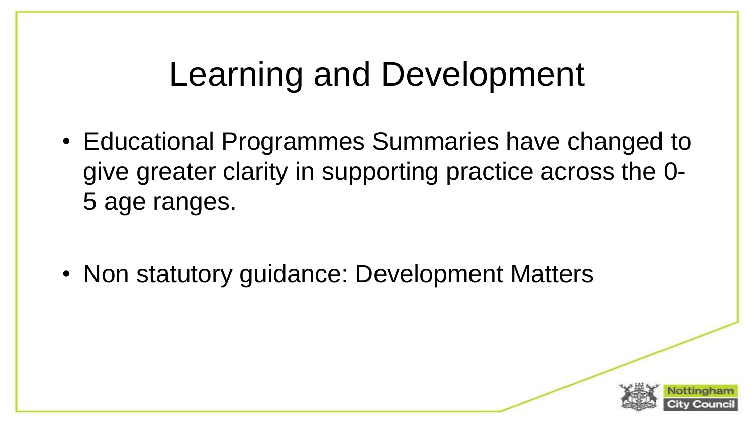# Learning and Development

- Educational Programmes Summaries have changed to give greater clarity in supporting practice across the 0-5 age ranges.

- Non statutory guidance: Development Matters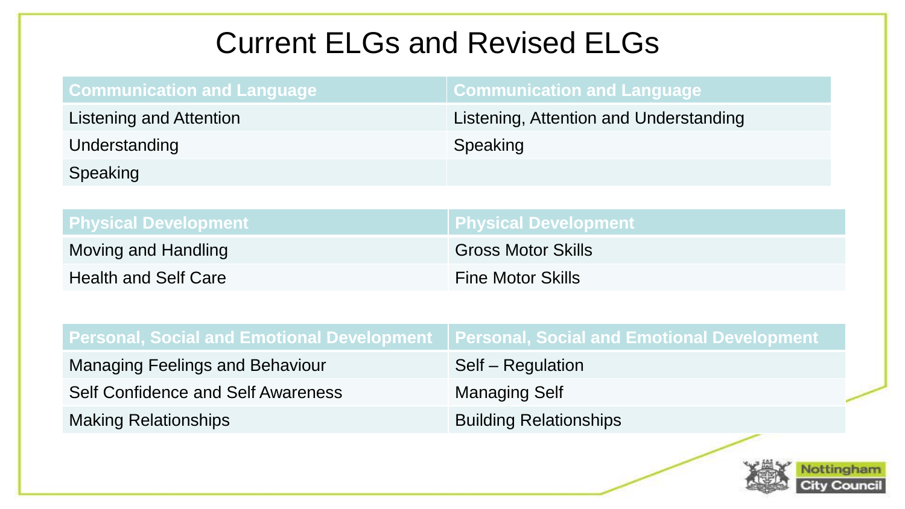# Current ELGs and Revised ELGs

| Communication and Language | Communication and Language |
| --- | --- |
| Listening and Attention | Listening, Attention and Understanding |
| Understanding | Speaking |
| Speaking | |

| Physical Development | Physical Development |
| --- | --- |
| Moving and Handling | Gross Motor Skills |
| Health and Self Care | Fine Motor Skills |

| Personal, Social and Emotional Development | Personal, Social and Emotional Development |
| --- | --- |
| Managing Feelings and Behaviour | Self – Regulation |
| Self Confidence and Self Awareness | Managing Self |
| Making Relationships | Building Relationships |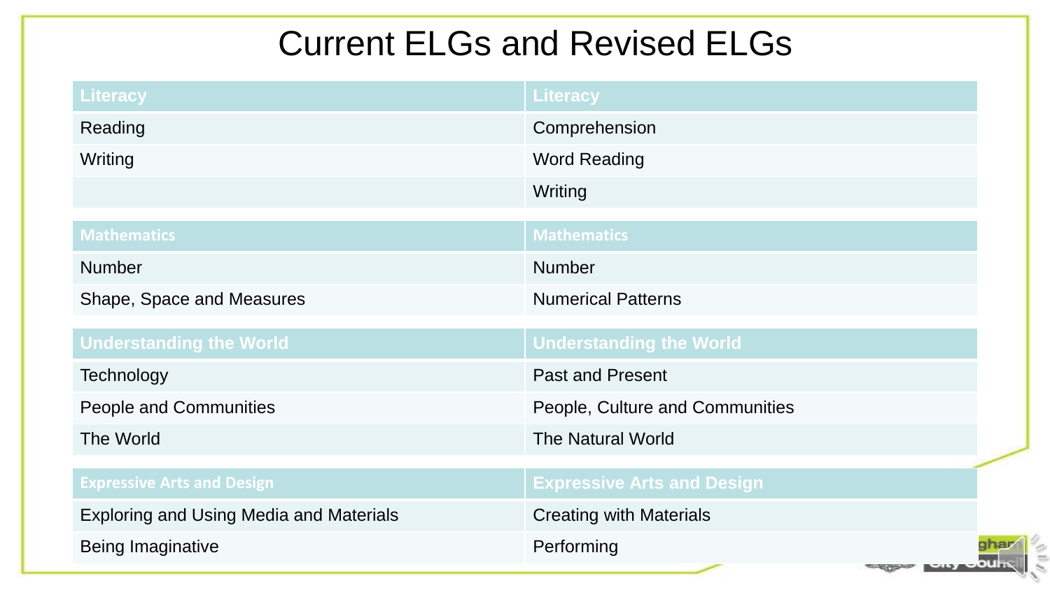# Current ELGs and Revised ELGs

| Literacy | Literacy |
|---|---|
| Reading | Comprehension |
| Writing | Word Reading |
| | Writing |

| Mathematics | Mathematics |
|---|---|
| Number | Number |
| Shape, Space and Measures | Numerical Patterns |

| Understanding the World | Understanding the World |
|---|---|
| Technology | Past and Present |
| People and Communities | People, Culture and Communities |
| The World | The Natural World |

| Expressive Arts and Design | Expressive Arts and Design |
|---|---|
| Exploring and Using Media and Materials | Creating with Materials |
| Being Imaginative | Performing |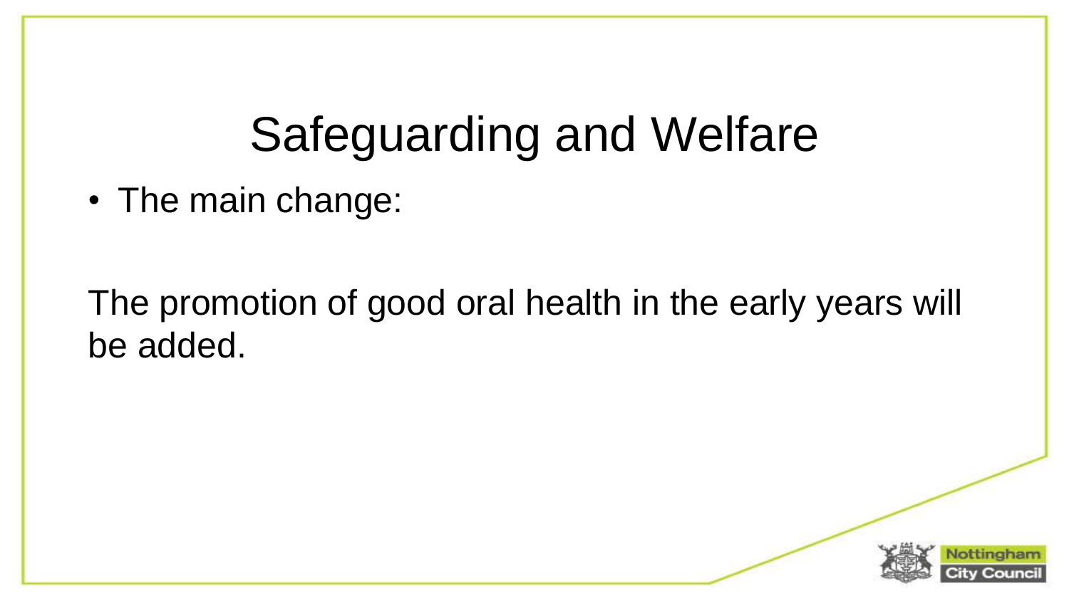# Safeguarding and Welfare

- The main change:

The promotion of good oral health in the early years will be added.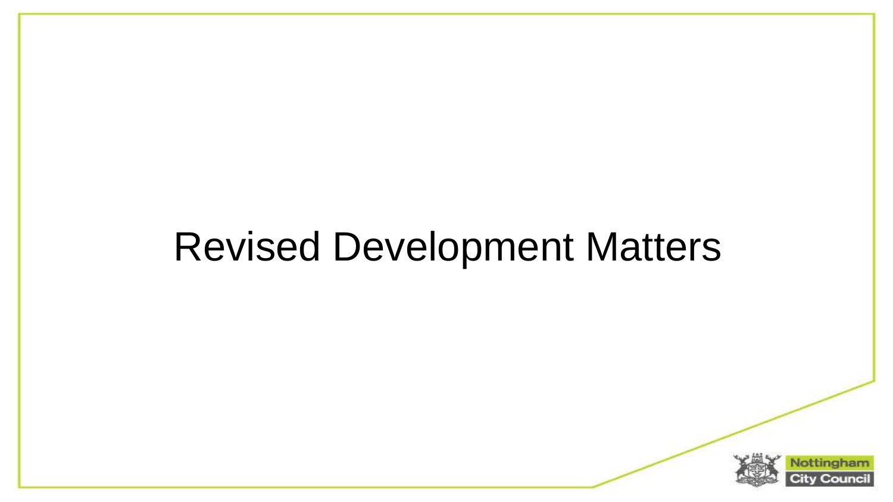# Revised Development Matters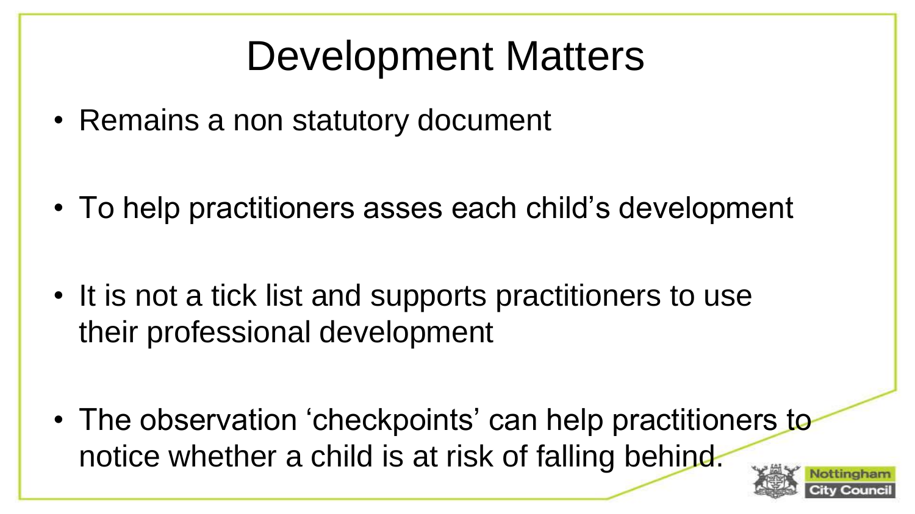# Development Matters

- Remains a non statutory document
- To help practitioners asses each child's development
- It is not a tick list and supports practitioners to use their professional development
- The observation 'checkpoints' can help practitioners to notice whether a child is at risk of falling behind.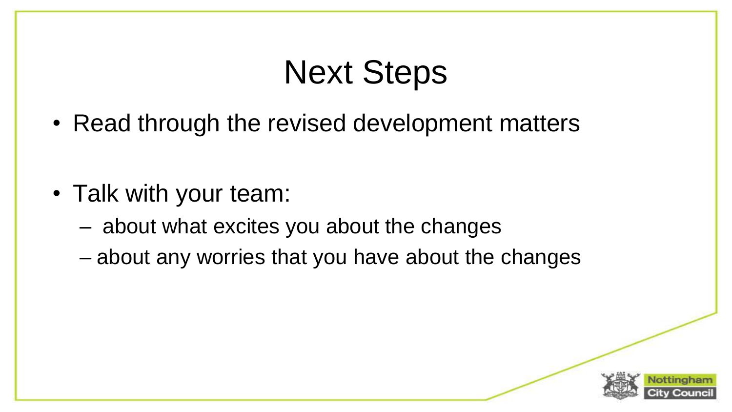# Next Steps

- Read through the revised development matters
- Talk with your team:
  - about what excites you about the changes
  - about any worries that you have about the changes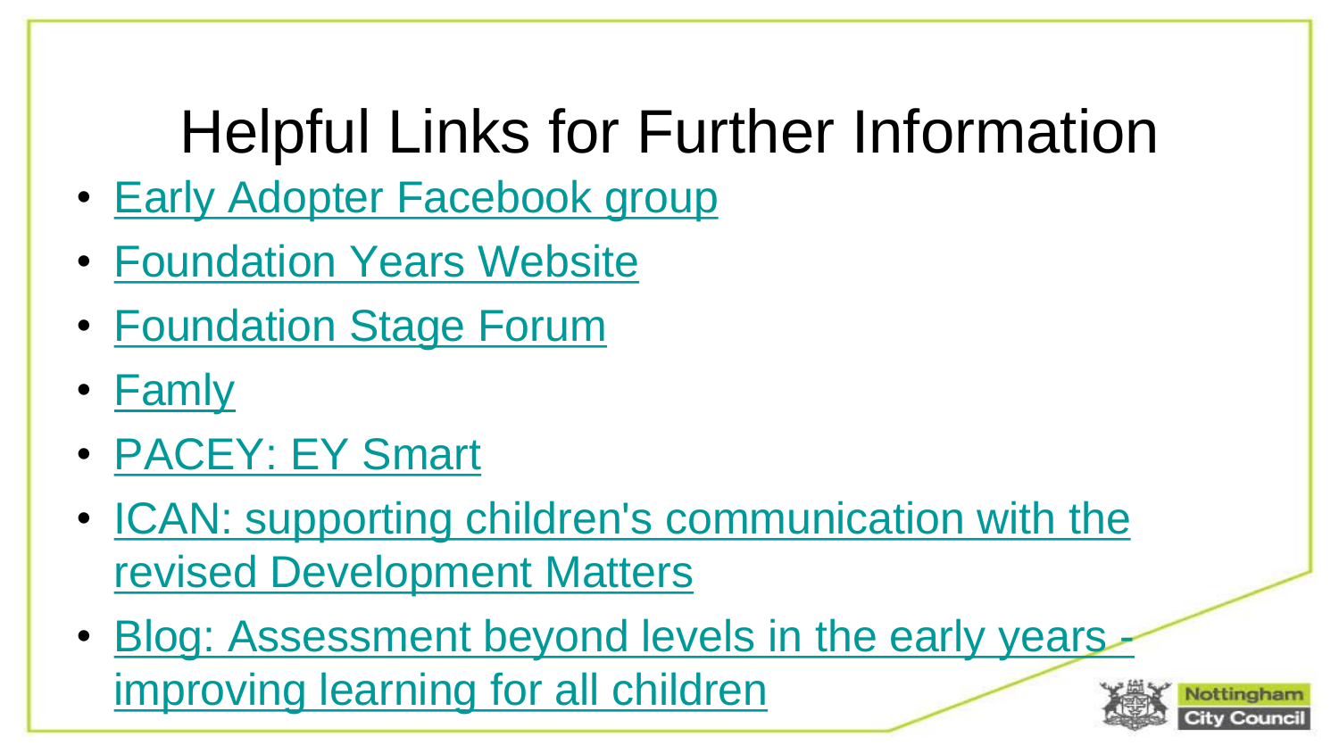# Helpful Links for Further Information

- Early Adopter Facebook group
- Foundation Years Website
- Foundation Stage Forum
- Famly
- PACEY: EY Smart
- ICAN: supporting children's communication with the revised Development Matters
- Blog: Assessment beyond levels in the early years - improving learning for all children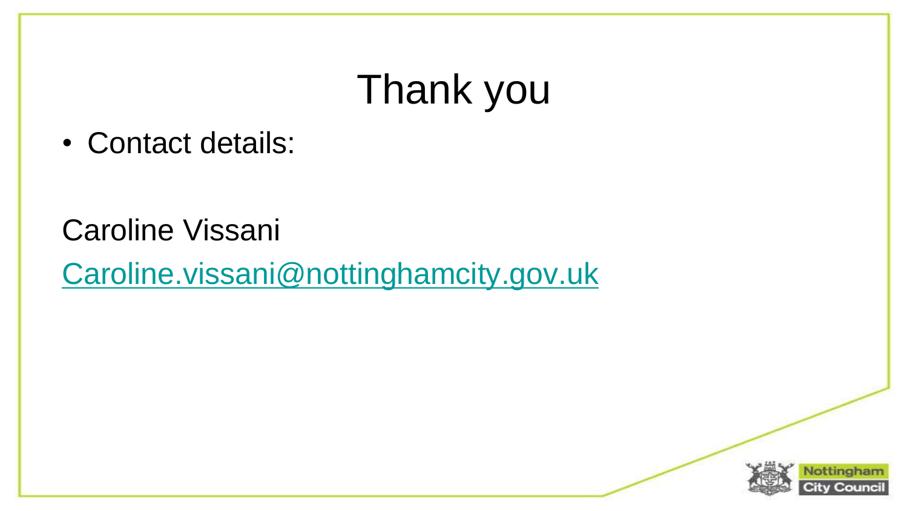# Thank you

- Contact details:

Caroline Vissani

Caroline.vissani@nottinghamcity.gov.uk